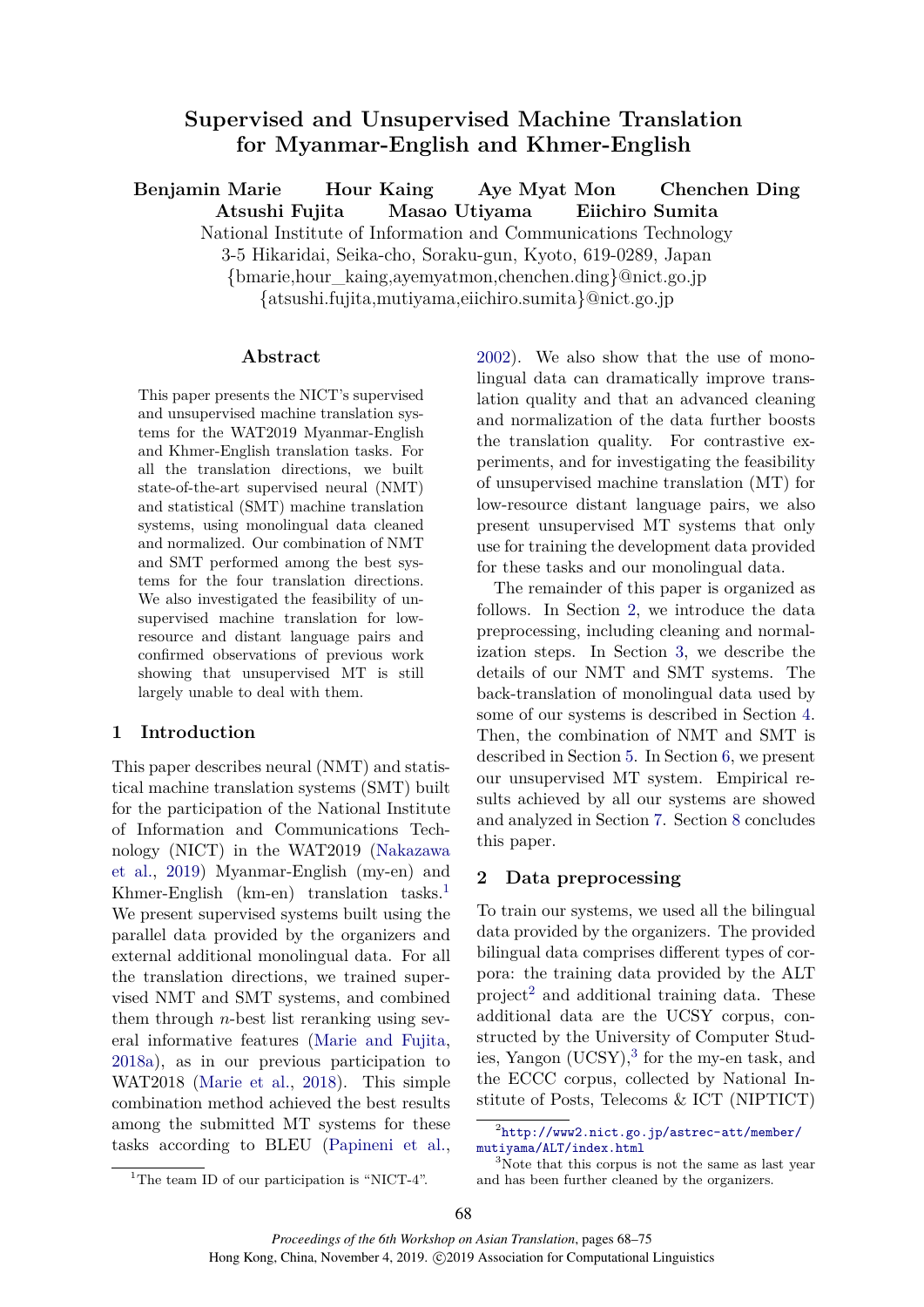# Supervised and Unsupervised Machine Translation for Myanmar-English and Khmer-English

**Benjamin Marie Hour Kaing Aye Myat Mon Chenchen Ding Atsushi Fujita Masao Utiyama Eiichiro Sumita**

National Institute of Information and Communications Technology
3-5 Hikaridai, Seika-cho, Soraku-gun, Kyoto, 619-0289, Japan
{bmarie,hour_kaing,ayemyatmon,chenchen.ding}@nict.go.jp
{atsushi.fujita,mutiyama,eiichiro.sumita}@nict.go.jp

## Abstract

This paper presents the NICT's supervised and unsupervised machine translation systems for the WAT2019 Myanmar-English and Khmer-English translation tasks. For all the translation directions, we built state-of-the-art supervised neural (NMT) and statistical (SMT) machine translation systems, using monolingual data cleaned and normalized. Our combination of NMT and SMT performed among the best systems for the four translation directions. We also investigated the feasibility of unsupervised machine translation for low-resource and distant language pairs and confirmed observations of previous work showing that unsupervised MT is still largely unable to deal with them.

## 1 Introduction

This paper describes neural (NMT) and statistical machine translation systems (SMT) built for the participation of the National Institute of Information and Communications Technology (NICT) in the WAT2019 (Nakazawa et al., 2019) Myanmar-English (my-en) and Khmer-English (km-en) translation tasks.[1] We present supervised systems built using the parallel data provided by the organizers and external additional monolingual data. For all the translation directions, we trained supervised NMT and SMT systems, and combined them through $n$-best list reranking using several informative features (Marie and Fujita, 2018a), as in our previous participation to WAT2018 (Marie et al., 2018). This simple combination method achieved the best results among the submitted MT systems for these tasks according to BLEU (Papineni et al., 2002). We also show that the use of monolingual data can dramatically improve translation quality and that an advanced cleaning and normalization of the data further boosts the translation quality. For contrastive experiments, and for investigating the feasibility of unsupervised machine translation (MT) for low-resource distant language pairs, we also present unsupervised MT systems that only use for training the development data provided for these tasks and our monolingual data.

The remainder of this paper is organized as follows. In Section 2, we introduce the data preprocessing, including cleaning and normalization steps. In Section 3, we describe the details of our NMT and SMT systems. The back-translation of monolingual data used by some of our systems is described in Section 4. Then, the combination of NMT and SMT is described in Section 5. In Section 6, we present our unsupervised MT system. Empirical results achieved by all our systems are showed and analyzed in Section 7. Section 8 concludes this paper.

## 2 Data preprocessing

To train our systems, we used all the bilingual data provided by the organizers. The provided bilingual data comprises different types of corpora: the training data provided by the ALT project[2] and additional training data. These additional data are the UCSY corpus, constructed by the University of Computer Studies, Yangon (UCSY),[3] for the my-en task, and the ECCC corpus, collected by National Institute of Posts, Telecoms & ICT (NIPTICT)

[1] The team ID of our participation is "NICT-4".

[2] http://www2.nict.go.jp/astrec-att/member/mutiyama/ALT/index.html

[3] Note that this corpus is not the same as last year and has been further cleaned by the organizers.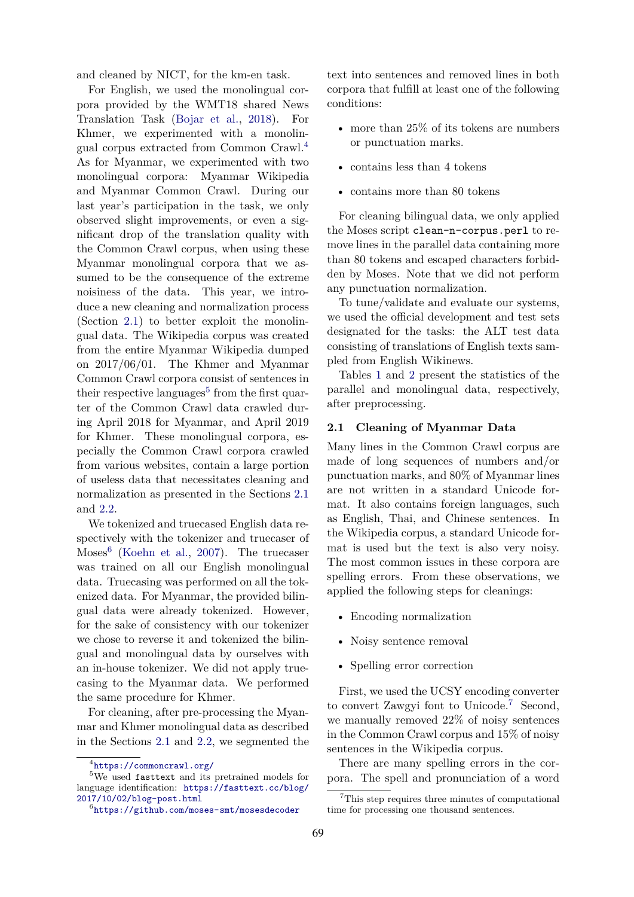and cleaned by NICT, for the km-en task.

For English, we used the monolingual corpora provided by the WMT18 shared News Translation Task (Bojar et al., 2018). For Khmer, we experimented with a monolingual corpus extracted from Common Crawl.[4] As for Myanmar, we experimented with two monolingual corpora: Myanmar Wikipedia and Myanmar Common Crawl. During our last year's participation in the task, we only observed slight improvements, or even a significant drop of the translation quality with the Common Crawl corpus, when using these Myanmar monolingual corpora that we assumed to be the consequence of the extreme noisiness of the data. This year, we introduce a new cleaning and normalization process (Section 2.1) to better exploit the monolingual data. The Wikipedia corpus was created from the entire Myanmar Wikipedia dumped on 2017/06/01. The Khmer and Myanmar Common Crawl corpora consist of sentences in their respective languages[5] from the first quarter of the Common Crawl data crawled during April 2018 for Myanmar, and April 2019 for Khmer. These monolingual corpora, especially the Common Crawl corpora crawled from various websites, contain a large portion of useless data that necessitates cleaning and normalization as presented in the Sections 2.1 and 2.2.

We tokenized and truecased English data respectively with the tokenizer and truecaser of Moses[6] (Koehn et al., 2007). The truecaser was trained on all our English monolingual data. Truecasing was performed on all the tokenized data. For Myanmar, the provided bilingual data were already tokenized. However, for the sake of consistency with our tokenizer we chose to reverse it and tokenized the bilingual and monolingual data by ourselves with an in-house tokenizer. We did not apply truecasing to the Myanmar data. We performed the same procedure for Khmer.

For cleaning, after pre-processing the Myanmar and Khmer monolingual data as described in the Sections 2.1 and 2.2, we segmented the text into sentences and removed lines in both corpora that fulfill at least one of the following conditions:

- more than 25% of its tokens are numbers or punctuation marks.
- contains less than 4 tokens
- contains more than 80 tokens

For cleaning bilingual data, we only applied the Moses script `clean-n-corpus.perl` to remove lines in the parallel data containing more than 80 tokens and escaped characters forbidden by Moses. Note that we did not perform any punctuation normalization.

To tune/validate and evaluate our systems, we used the official development and test sets designated for the tasks: the ALT test data consisting of translations of English texts sampled from English Wikinews.

Tables 1 and 2 present the statistics of the parallel and monolingual data, respectively, after preprocessing.

### 2.1 Cleaning of Myanmar Data

Many lines in the Common Crawl corpus are made of long sequences of numbers and/or punctuation marks, and 80% of Myanmar lines are not written in a standard Unicode format. It also contains foreign languages, such as English, Thai, and Chinese sentences. In the Wikipedia corpus, a standard Unicode format is used but the text is also very noisy. The most common issues in these corpora are spelling errors. From these observations, we applied the following steps for cleanings:

- Encoding normalization
- Noisy sentence removal
- Spelling error correction

First, we used the UCSY encoding converter to convert Zawgyi font to Unicode.[7] Second, we manually removed 22% of noisy sentences in the Common Crawl corpus and 15% of noisy sentences in the Wikipedia corpus.

There are many spelling errors in the corpora. The spell and pronunciation of a word

[4] https://commoncrawl.org/

[5] We used `fasttext` and its pretrained models for language identification: https://fasttext.cc/blog/2017/10/02/blog-post.html

[6] https://github.com/moses-smt/mosesdecoder

[7] This step requires three minutes of computational time for processing one thousand sentences.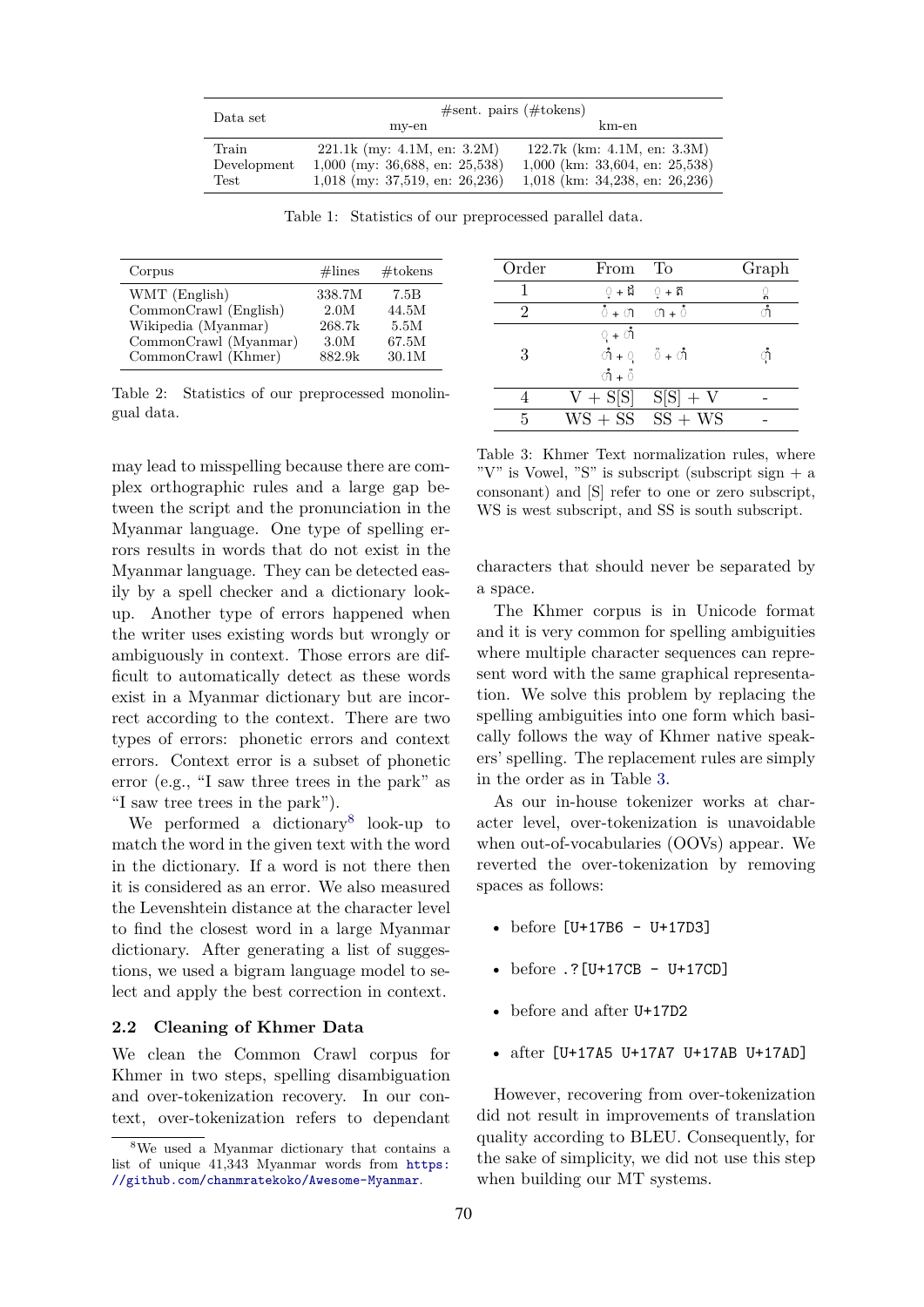| Data set | #sent. pairs (#tokens) | |
|---|---|---|
| | my-en | km-en |
| Train | 221.1k (my: 4.1M, en: 3.2M) | 122.7k (km: 4.1M, en: 3.3M) |
| Development | 1,000 (my: 36,688, en: 25,538) | 1,000 (km: 33,604, en: 25,538) |
| Test | 1,018 (my: 37,519, en: 26,236) | 1,018 (km: 34,238, en: 26,236) |

Table 1: Statistics of our preprocessed parallel data.

| Corpus | #lines | #tokens |
|---|---|---|
| WMT (English) | 338.7M | 7.5B |
| CommonCrawl (English) | 2.0M | 44.5M |
| Wikipedia (Myanmar) | 268.7k | 5.5M |
| CommonCrawl (Myanmar) | 3.0M | 67.5M |
| CommonCrawl (Khmer) | 882.9k | 30.1M |

Table 2: Statistics of our preprocessed monolingual data.

may lead to misspelling because there are complex orthographic rules and a large gap between the script and the pronunciation in the Myanmar language. One type of spelling errors results in words that do not exist in the Myanmar language. They can be detected easily by a spell checker and a dictionary lookup. Another type of errors happened when the writer uses existing words but wrongly or ambiguously in context. Those errors are difficult to automatically detect as these words exist in a Myanmar dictionary but are incorrect according to the context. There are two types of errors: phonetic errors and context errors. Context error is a subset of phonetic error (e.g., "I saw three trees in the park" as "I saw tree trees in the park").

We performed a dictionary[8] look-up to match the word in the given text with the word in the dictionary. If a word is not there then it is considered as an error. We also measured the Levenshtein distance at the character level to find the closest word in a large Myanmar dictionary. After generating a list of suggestions, we used a bigram language model to select and apply the best correction in context.

### 2.2 Cleaning of Khmer Data

We clean the Common Crawl corpus for Khmer in two steps, spelling disambiguation and over-tokenization recovery. In our context, over-tokenization refers to dependant characters that should never be separated by a space.

| Order | From | To | Graph |
|---|---|---|---|
| 1 | ុ + ង៉ | ុ + ត៏ | ុ |
| 2 | ំ + ា | ា + ំ | ាំ |
| 3 | ុ + ាំ<br>ាំ + ុ<br>ាំ + ៉ | ៉ + ាំ | ុាំ |
| 4 | V + S[S] | S[S] + V | - |
| 5 | WS + SS | SS + WS | - |

Table 3: Khmer Text normalization rules, where "V" is Vowel, "S" is subscript (subscript sign + a consonant) and [S] refer to one or zero subscript, WS is west subscript, and SS is south subscript.

The Khmer corpus is in Unicode format and it is very common for spelling ambiguities where multiple character sequences can represent word with the same graphical representation. We solve this problem by replacing the spelling ambiguities into one form which basically follows the way of Khmer native speakers' spelling. The replacement rules are simply in the order as in Table 3.

As our in-house tokenizer works at character level, over-tokenization is unavoidable when out-of-vocabularies (OOVs) appear. We reverted the over-tokenization by removing spaces as follows:

- before `[U+17B6 - U+17D3]`
- before `.?[U+17CB - U+17CD]`
- before and after `U+17D2`
- after `[U+17A5 U+17A7 U+17AB U+17AD]`

However, recovering from over-tokenization did not result in improvements of translation quality according to BLEU. Consequently, for the sake of simplicity, we did not use this step when building our MT systems.

---

[8] We used a Myanmar dictionary that contains a list of unique 41,343 Myanmar words from https://github.com/chanmratekoko/Awesome-Myanmar.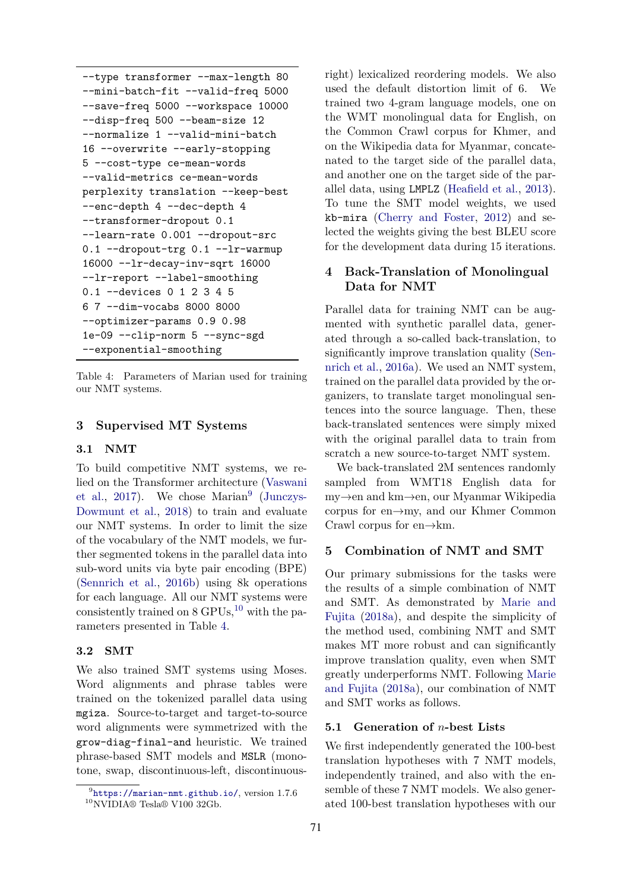```
--type transformer --max-length 80
--mini-batch-fit --valid-freq 5000
--save-freq 5000 --workspace 10000
--disp-freq 500 --beam-size 12
--normalize 1 --valid-mini-batch
16 --overwrite --early-stopping
5 --cost-type ce-mean-words
--valid-metrics ce-mean-words
perplexity translation --keep-best
--enc-depth 4 --dec-depth 4
--transformer-dropout 0.1
--learn-rate 0.001 --dropout-src
0.1 --dropout-trg 0.1 --lr-warmup
16000 --lr-decay-inv-sqrt 16000
--lr-report --label-smoothing
0.1 --devices 0 1 2 3 4 5
6 7 --dim-vocabs 8000 8000
--optimizer-params 0.9 0.98
1e-09 --clip-norm 5 --sync-sgd
--exponential-smoothing
```

Table 4: Parameters of Marian used for training our NMT systems.

## 3 Supervised MT Systems

### 3.1 NMT

To build competitive NMT systems, we relied on the Transformer architecture (Vaswani et al., 2017). We chose Marian[9] (Junczys-Dowmunt et al., 2018) to train and evaluate our NMT systems. In order to limit the size of the vocabulary of the NMT models, we further segmented tokens in the parallel data into sub-word units via byte pair encoding (BPE) (Sennrich et al., 2016b) using 8k operations for each language. All our NMT systems were consistently trained on 8 GPUs,[10] with the parameters presented in Table 4.

### 3.2 SMT

We also trained SMT systems using Moses. Word alignments and phrase tables were trained on the tokenized parallel data using `mgiza`. Source-to-target and target-to-source word alignments were symmetrized with the `grow-diag-final-and` heuristic. We trained phrase-based SMT models and `MSLR` (monotone, swap, discontinuous-left, discontinuous-right) lexicalized reordering models. We also used the default distortion limit of 6. We trained two 4-gram language models, one on the WMT monolingual data for English, on the Common Crawl corpus for Khmer, and on the Wikipedia data for Myanmar, concatenated to the target side of the parallel data, and another one on the target side of the parallel data, using `LMPLZ` (Heafield et al., 2013). To tune the SMT model weights, we used `kb-mira` (Cherry and Foster, 2012) and selected the weights giving the best BLEU score for the development data during 15 iterations.

[9] https://marian-nmt.github.io/, version 1.7.6

[10] NVIDIA® Tesla® V100 32Gb.

## 4 Back-Translation of Monolingual Data for NMT

Parallel data for training NMT can be augmented with synthetic parallel data, generated through a so-called back-translation, to significantly improve translation quality (Sennrich et al., 2016a). We used an NMT system, trained on the parallel data provided by the organizers, to translate target monolingual sentences into the source language. Then, these back-translated sentences were simply mixed with the original parallel data to train from scratch a new source-to-target NMT system.

We back-translated 2M sentences randomly sampled from WMT18 English data for my→en and km→en, our Myanmar Wikipedia corpus for en→my, and our Khmer Common Crawl corpus for en→km.

## 5 Combination of NMT and SMT

Our primary submissions for the tasks were the results of a simple combination of NMT and SMT. As demonstrated by Marie and Fujita (2018a), and despite the simplicity of the method used, combining NMT and SMT makes MT more robust and can significantly improve translation quality, even when SMT greatly underperforms NMT. Following Marie and Fujita (2018a), our combination of NMT and SMT works as follows.

### 5.1 Generation of $n$-best Lists

We first independently generated the 100-best translation hypotheses with 7 NMT models, independently trained, and also with the ensemble of these 7 NMT models. We also generated 100-best translation hypotheses with our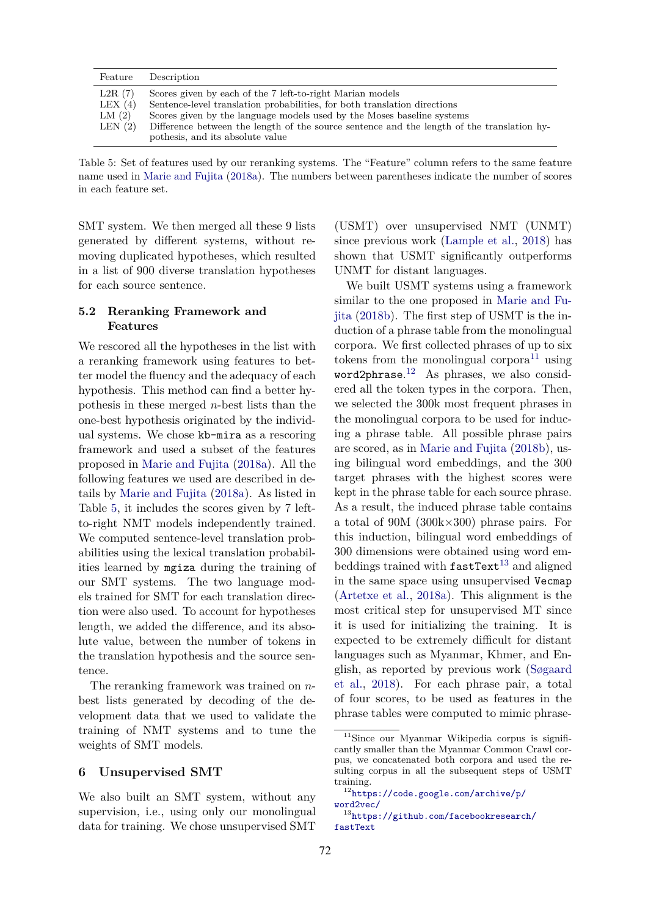| Feature | Description |
|---|---|
| L2R (7) | Scores given by each of the 7 left-to-right Marian models |
| LEX (4) | Sentence-level translation probabilities, for both translation directions |
| LM (2) | Scores given by the language models used by the Moses baseline systems |
| LEN (2) | Difference between the length of the source sentence and the length of the translation hypothesis, and its absolute value |

Table 5: Set of features used by our reranking systems. The "Feature" column refers to the same feature name used in Marie and Fujita (2018a). The numbers between parentheses indicate the number of scores in each feature set.

SMT system. We then merged all these 9 lists generated by different systems, without removing duplicated hypotheses, which resulted in a list of 900 diverse translation hypotheses for each source sentence.

### 5.2 Reranking Framework and Features

We rescored all the hypotheses in the list with a reranking framework using features to better model the fluency and the adequacy of each hypothesis. This method can find a better hypothesis in these merged $n$-best lists than the one-best hypothesis originated by the individual systems. We chose `kb-mira` as a rescoring framework and used a subset of the features proposed in Marie and Fujita (2018a). All the following features we used are described in details by Marie and Fujita (2018a). As listed in Table 5, it includes the scores given by 7 left-to-right NMT models independently trained. We computed sentence-level translation probabilities using the lexical translation probabilities learned by `mgiza` during the training of our SMT systems. The two language models trained for SMT for each translation direction were also used. To account for hypotheses length, we added the difference, and its absolute value, between the number of tokens in the translation hypothesis and the source sentence.

The reranking framework was trained on $n$-best lists generated by decoding of the development data that we used to validate the training of NMT systems and to tune the weights of SMT models.

## 6 Unsupervised SMT

We also built an SMT system, without any supervision, i.e., using only our monolingual data for training. We chose unsupervised SMT (USMT) over unsupervised NMT (UNMT) since previous work (Lample et al., 2018) has shown that USMT significantly outperforms UNMT for distant languages.

We built USMT systems using a framework similar to the one proposed in Marie and Fujita (2018b). The first step of USMT is the induction of a phrase table from the monolingual corpora. We first collected phrases of up to six tokens from the monolingual corpora[11] using `word2phrase`.[12] As phrases, we also considered all the token types in the corpora. Then, we selected the 300k most frequent phrases in the monolingual corpora to be used for inducing a phrase table. All possible phrase pairs are scored, as in Marie and Fujita (2018b), using bilingual word embeddings, and the 300 target phrases with the highest scores were kept in the phrase table for each source phrase. As a result, the induced phrase table contains a total of 90M (300k×300) phrase pairs. For this induction, bilingual word embeddings of 300 dimensions were obtained using word embeddings trained with `fastText`[13] and aligned in the same space using unsupervised `Vecmap` (Artetxe et al., 2018a). This alignment is the most critical step for unsupervised MT since it is used for initializing the training. It is expected to be extremely difficult for distant languages such as Myanmar, Khmer, and English, as reported by previous work (Søgaard et al., 2018). For each phrase pair, a total of four scores, to be used as features in the phrase tables were computed to mimic phrase-

[11] Since our Myanmar Wikipedia corpus is significantly smaller than the Myanmar Common Crawl corpus, we concatenated both corpora and used the resulting corpus in all the subsequent steps of USMT training.

[12] https://code.google.com/archive/p/word2vec/

[13] https://github.com/facebookresearch/fastText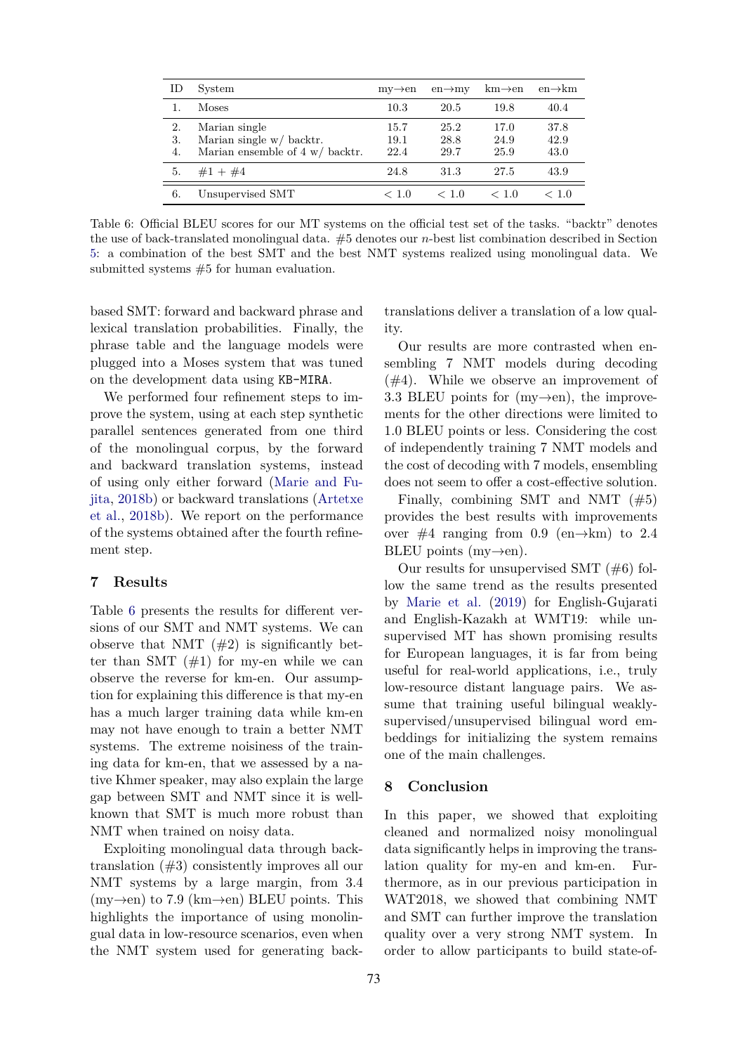| ID | System | my→en | en→my | km→en | en→km |
|---|---|---|---|---|---|
| 1. | Moses | 10.3 | 20.5 | 19.8 | 40.4 |
| 2. | Marian single | 15.7 | 25.2 | 17.0 | 37.8 |
| 3. | Marian single w/ backtr. | 19.1 | 28.8 | 24.9 | 42.9 |
| 4. | Marian ensemble of 4 w/ backtr. | 22.4 | 29.7 | 25.9 | 43.0 |
| 5. | #1 + #4 | 24.8 | 31.3 | 27.5 | 43.9 |
| 6. | Unsupervised SMT | $< 1.0$ | $< 1.0$ | $< 1.0$ | $< 1.0$ |

Table 6: Official BLEU scores for our MT systems on the official test set of the tasks. "backtr" denotes the use of back-translated monolingual data. #5 denotes our $n$-best list combination described in Section 5: a combination of the best SMT and the best NMT systems realized using monolingual data. We submitted systems #5 for human evaluation.

based SMT: forward and backward phrase and lexical translation probabilities. Finally, the phrase table and the language models were plugged into a Moses system that was tuned on the development data using `KB-MIRA`.

We performed four refinement steps to improve the system, using at each step synthetic parallel sentences generated from one third of the monolingual corpus, by the forward and backward translation systems, instead of using only either forward (Marie and Fujita, 2018b) or backward translations (Artetxe et al., 2018b). We report on the performance of the systems obtained after the fourth refinement step.

## 7 Results

Table 6 presents the results for different versions of our SMT and NMT systems. We can observe that NMT (#2) is significantly better than SMT (#1) for my-en while we can observe the reverse for km-en. Our assumption for explaining this difference is that my-en has a much larger training data while km-en may not have enough to train a better NMT systems. The extreme noisiness of the training data for km-en, that we assessed by a native Khmer speaker, may also explain the large gap between SMT and NMT since it is well-known that SMT is much more robust than NMT when trained on noisy data.

Exploiting monolingual data through back-translation (#3) consistently improves all our NMT systems by a large margin, from 3.4 (my→en) to 7.9 (km→en) BLEU points. This highlights the importance of using monolingual data in low-resource scenarios, even when the NMT system used for generating back-translations deliver a translation of a low quality.

Our results are more contrasted when ensembling 7 NMT models during decoding (#4). While we observe an improvement of 3.3 BLEU points for (my→en), the improvements for the other directions were limited to 1.0 BLEU points or less. Considering the cost of independently training 7 NMT models and the cost of decoding with 7 models, ensembling does not seem to offer a cost-effective solution.

Finally, combining SMT and NMT (#5) provides the best results with improvements over #4 ranging from 0.9 (en→km) to 2.4 BLEU points (my→en).

Our results for unsupervised SMT (#6) follow the same trend as the results presented by Marie et al. (2019) for English-Gujarati and English-Kazakh at WMT19: while unsupervised MT has shown promising results for European languages, it is far from being useful for real-world applications, i.e., truly low-resource distant language pairs. We assume that training useful bilingual weakly-supervised/unsupervised bilingual word embeddings for initializing the system remains one of the main challenges.

## 8 Conclusion

In this paper, we showed that exploiting cleaned and normalized noisy monolingual data significantly helps in improving the translation quality for my-en and km-en. Furthermore, as in our previous participation in WAT2018, we showed that combining NMT and SMT can further improve the translation quality over a very strong NMT system. In order to allow participants to build state-of-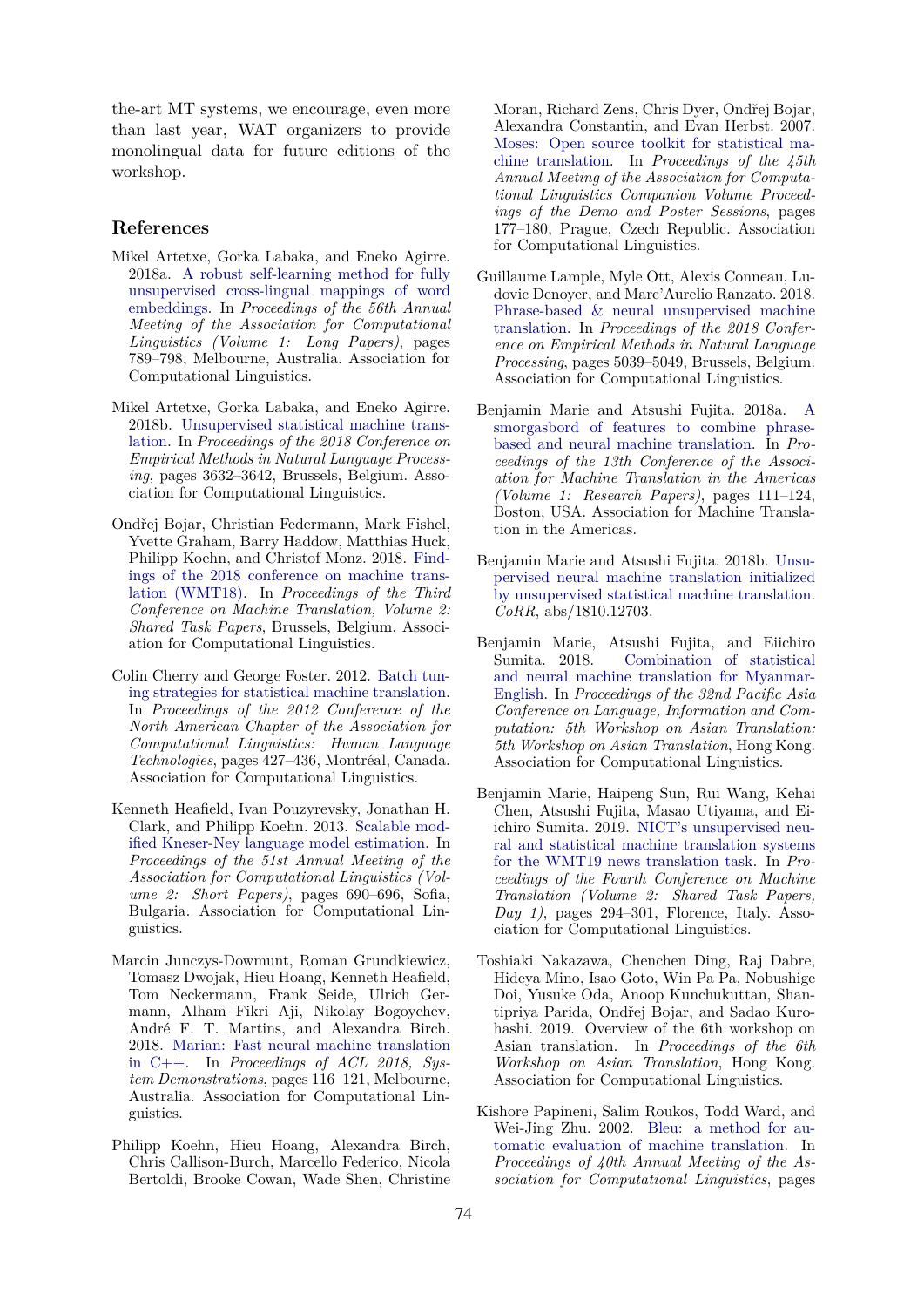the-art MT systems, we encourage, even more than last year, WAT organizers to provide monolingual data for future editions of the workshop.

## References

Mikel Artetxe, Gorka Labaka, and Eneko Agirre. 2018a. A robust self-learning method for fully unsupervised cross-lingual mappings of word embeddings. In *Proceedings of the 56th Annual Meeting of the Association for Computational Linguistics (Volume 1: Long Papers)*, pages 789–798, Melbourne, Australia. Association for Computational Linguistics.

Mikel Artetxe, Gorka Labaka, and Eneko Agirre. 2018b. Unsupervised statistical machine translation. In *Proceedings of the 2018 Conference on Empirical Methods in Natural Language Processing*, pages 3632–3642, Brussels, Belgium. Association for Computational Linguistics.

Ondřej Bojar, Christian Federmann, Mark Fishel, Yvette Graham, Barry Haddow, Matthias Huck, Philipp Koehn, and Christof Monz. 2018. Findings of the 2018 conference on machine translation (WMT18). In *Proceedings of the Third Conference on Machine Translation, Volume 2: Shared Task Papers*, Brussels, Belgium. Association for Computational Linguistics.

Colin Cherry and George Foster. 2012. Batch tuning strategies for statistical machine translation. In *Proceedings of the 2012 Conference of the North American Chapter of the Association for Computational Linguistics: Human Language Technologies*, pages 427–436, Montréal, Canada. Association for Computational Linguistics.

Kenneth Heafield, Ivan Pouzyrevsky, Jonathan H. Clark, and Philipp Koehn. 2013. Scalable modified Kneser-Ney language model estimation. In *Proceedings of the 51st Annual Meeting of the Association for Computational Linguistics (Volume 2: Short Papers)*, pages 690–696, Sofia, Bulgaria. Association for Computational Linguistics.

Marcin Junczys-Dowmunt, Roman Grundkiewicz, Tomasz Dwojak, Hieu Hoang, Kenneth Heafield, Tom Neckermann, Frank Seide, Ulrich Germann, Alham Fikri Aji, Nikolay Bogoychev, André F. T. Martins, and Alexandra Birch. 2018. Marian: Fast neural machine translation in C++. In *Proceedings of ACL 2018, System Demonstrations*, pages 116–121, Melbourne, Australia. Association for Computational Linguistics.

Philipp Koehn, Hieu Hoang, Alexandra Birch, Chris Callison-Burch, Marcello Federico, Nicola Bertoldi, Brooke Cowan, Wade Shen, Christine Moran, Richard Zens, Chris Dyer, Ondřej Bojar, Alexandra Constantin, and Evan Herbst. 2007. Moses: Open source toolkit for statistical machine translation. In *Proceedings of the 45th Annual Meeting of the Association for Computational Linguistics Companion Volume Proceedings of the Demo and Poster Sessions*, pages 177–180, Prague, Czech Republic. Association for Computational Linguistics.

Guillaume Lample, Myle Ott, Alexis Conneau, Ludovic Denoyer, and Marc'Aurelio Ranzato. 2018. Phrase-based & neural unsupervised machine translation. In *Proceedings of the 2018 Conference on Empirical Methods in Natural Language Processing*, pages 5039–5049, Brussels, Belgium. Association for Computational Linguistics.

Benjamin Marie and Atsushi Fujita. 2018a. A smorgasbord of features to combine phrase-based and neural machine translation. In *Proceedings of the 13th Conference of the Association for Machine Translation in the Americas (Volume 1: Research Papers)*, pages 111–124, Boston, USA. Association for Machine Translation in the Americas.

Benjamin Marie and Atsushi Fujita. 2018b. Unsupervised neural machine translation initialized by unsupervised statistical machine translation. *CoRR*, abs/1810.12703.

Benjamin Marie, Atsushi Fujita, and Eiichiro Sumita. 2018. Combination of statistical and neural machine translation for Myanmar-English. In *Proceedings of the 32nd Pacific Asia Conference on Language, Information and Computation: 5th Workshop on Asian Translation: 5th Workshop on Asian Translation*, Hong Kong. Association for Computational Linguistics.

Benjamin Marie, Haipeng Sun, Rui Wang, Kehai Chen, Atsushi Fujita, Masao Utiyama, and Eiichiro Sumita. 2019. NICT's unsupervised neural and statistical machine translation systems for the WMT19 news translation task. In *Proceedings of the Fourth Conference on Machine Translation (Volume 2: Shared Task Papers, Day 1)*, pages 294–301, Florence, Italy. Association for Computational Linguistics.

Toshiaki Nakazawa, Chenchen Ding, Raj Dabre, Hideya Mino, Isao Goto, Win Pa Pa, Nobushige Doi, Yusuke Oda, Anoop Kunchukuttan, Shantipriya Parida, Ondřej Bojar, and Sadao Kurohashi. 2019. Overview of the 6th workshop on Asian translation. In *Proceedings of the 6th Workshop on Asian Translation*, Hong Kong. Association for Computational Linguistics.

Kishore Papineni, Salim Roukos, Todd Ward, and Wei-Jing Zhu. 2002. Bleu: a method for automatic evaluation of machine translation. In *Proceedings of 40th Annual Meeting of the Association for Computational Linguistics*, pages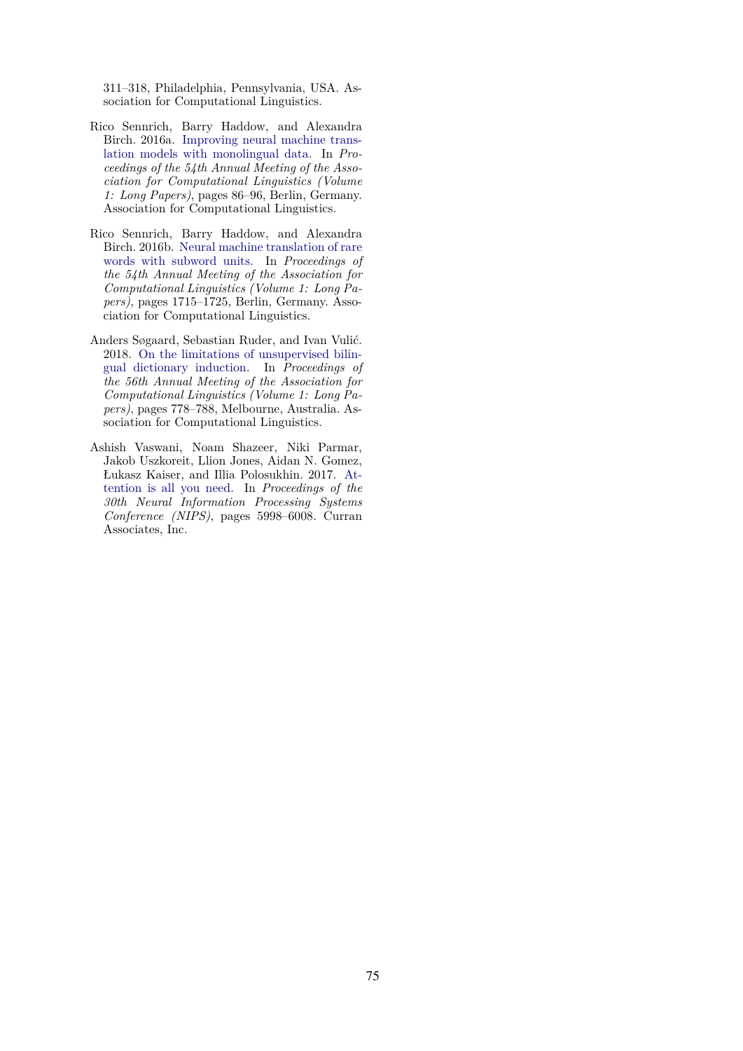311–318, Philadelphia, Pennsylvania, USA. Association for Computational Linguistics.

Rico Sennrich, Barry Haddow, and Alexandra Birch. 2016a. Improving neural machine translation models with monolingual data. In *Proceedings of the 54th Annual Meeting of the Association for Computational Linguistics (Volume 1: Long Papers)*, pages 86–96, Berlin, Germany. Association for Computational Linguistics.

Rico Sennrich, Barry Haddow, and Alexandra Birch. 2016b. Neural machine translation of rare words with subword units. In *Proceedings of the 54th Annual Meeting of the Association for Computational Linguistics (Volume 1: Long Papers)*, pages 1715–1725, Berlin, Germany. Association for Computational Linguistics.

Anders Søgaard, Sebastian Ruder, and Ivan Vulić. 2018. On the limitations of unsupervised bilingual dictionary induction. In *Proceedings of the 56th Annual Meeting of the Association for Computational Linguistics (Volume 1: Long Papers)*, pages 778–788, Melbourne, Australia. Association for Computational Linguistics.

Ashish Vaswani, Noam Shazeer, Niki Parmar, Jakob Uszkoreit, Llion Jones, Aidan N. Gomez, Łukasz Kaiser, and Illia Polosukhin. 2017. Attention is all you need. In *Proceedings of the 30th Neural Information Processing Systems Conference (NIPS)*, pages 5998–6008. Curran Associates, Inc.